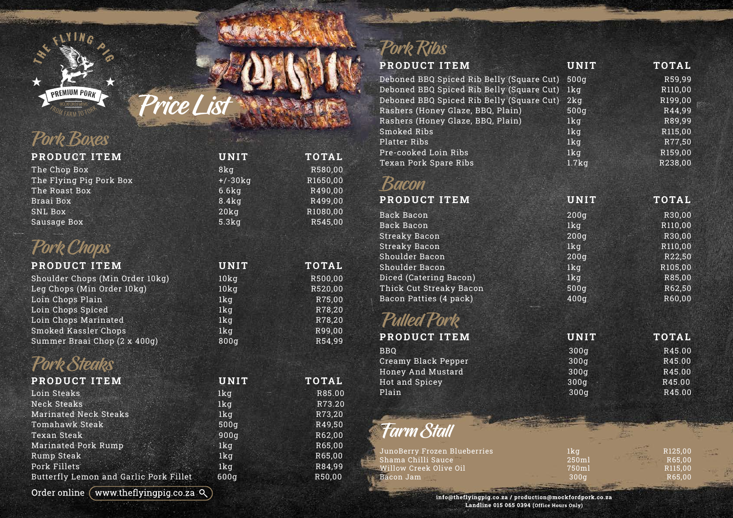The Flying Pig — Premium Pork — Mockford Farms — From Farm to Fork

# Price List

## Pork Boxes

| PRODUCT ITEM | UNIT | TOTAL |
|---|---|---|
| The Chop Box | 8kg | R580,00 |
| The Flying Pig Pork Box | +/-30kg | R1650,00 |
| The Roast Box | 6.6kg | R490,00 |
| Braai Box | 8.4kg | R499,00 |
| SNL Box | 20kg | R1080,00 |
| Sausage Box | 5.3kg | R545,00 |

## Pork Chops

| PRODUCT ITEM | UNIT | TOTAL |
|---|---|---|
| Shoulder Chops (Min Order 10kg) | 10kg | R500,00 |
| Leg Chops (Min Order 10kg) | 10kg | R520,00 |
| Loin Chops Plain | 1kg | R75,00 |
| Loin Chops Spiced | 1kg | R78,20 |
| Loin Chops Marinated | 1kg | R78,20 |
| Smoked Kassler Chops | 1kg | R99,00 |
| Summer Braai Chop (2 x 400g) | 800g | R54,99 |

## Pork Steaks

| PRODUCT ITEM | UNIT | TOTAL |
|---|---|---|
| Loin Steaks | 1kg | R85.00 |
| Neck Steaks | 1kg | R73.20 |
| Marinated Neck Steaks | 1kg | R73,20 |
| Tomahawk Steak | 500g | R49,50 |
| Texan Steak | 900g | R62,00 |
| Marinated Pork Rump | 1kg | R65,00 |
| Rump Steak | 1kg | R65,00 |
| Pork Fillets | 1kg | R84,99 |
| Butterfly Lemon and Garlic Pork Fillet | 600g | R50,00 |

Order online www.theflyingpig.co.za

## Pork Ribs

| PRODUCT ITEM | UNIT | TOTAL |
|---|---|---|
| Deboned BBQ Spiced Rib Belly (Square Cut) | 500g | R59,99 |
| Deboned BBQ Spiced Rib Belly (Square Cut) | 1kg | R110,00 |
| Deboned BBQ Spiced Rib Belly (Square Cut) | 2kg | R199,00 |
| Rashers (Honey Glaze, BBQ, Plain) | 500g | R44,99 |
| Rashers (Honey Glaze, BBQ, Plain) | 1kg | R89,99 |
| Smoked Ribs | 1kg | R115,00 |
| Platter Ribs | 1kg | R77,50 |
| Pre-cooked Loin Ribs | 1kg | R159,00 |
| Texan Pork Spare Ribs | 1.7kg | R238,00 |

## Bacon

| PRODUCT ITEM | UNIT | TOTAL |
|---|---|---|
| Back Bacon | 200g | R30,00 |
| Back Bacon | 1kg | R110,00 |
| Streaky Bacon | 200g | R30,00 |
| Streaky Bacon | 1kg | R110,00 |
| Shoulder Bacon | 200g | R22,50 |
| Shoulder Bacon | 1kg | R105,00 |
| Diced (Catering Bacon) | 1kg | R85,00 |
| Thick Cut Streaky Bacon | 500g | R62,50 |
| Bacon Patties (4 pack) | 400g | R60,00 |

## Pulled Pork

| PRODUCT ITEM | UNIT | TOTAL |
|---|---|---|
| BBQ | 300g | R45.00 |
| Creamy Black Pepper | 300g | R45.00 |
| Honey And Mustard | 300g | R45.00 |
| Hot and Spicey | 300g | R45.00 |
| Plain | 300g | R45.00 |

## Farm Stall

| PRODUCT ITEM | UNIT | TOTAL |
|---|---|---|
| JunoBerry Frozen Blueberries | 1kg | R125,00 |
| Shama Chilli Sauce | 250ml | R65,00 |
| Willow Creek Olive Oil | 750ml | R115,00 |
| Bacon Jam | 300g | R65,00 |

**info@theflyingpig.co.za / production@mockfordpork.co.za**
**Landline 015 065 0394 (Office Hours Only)**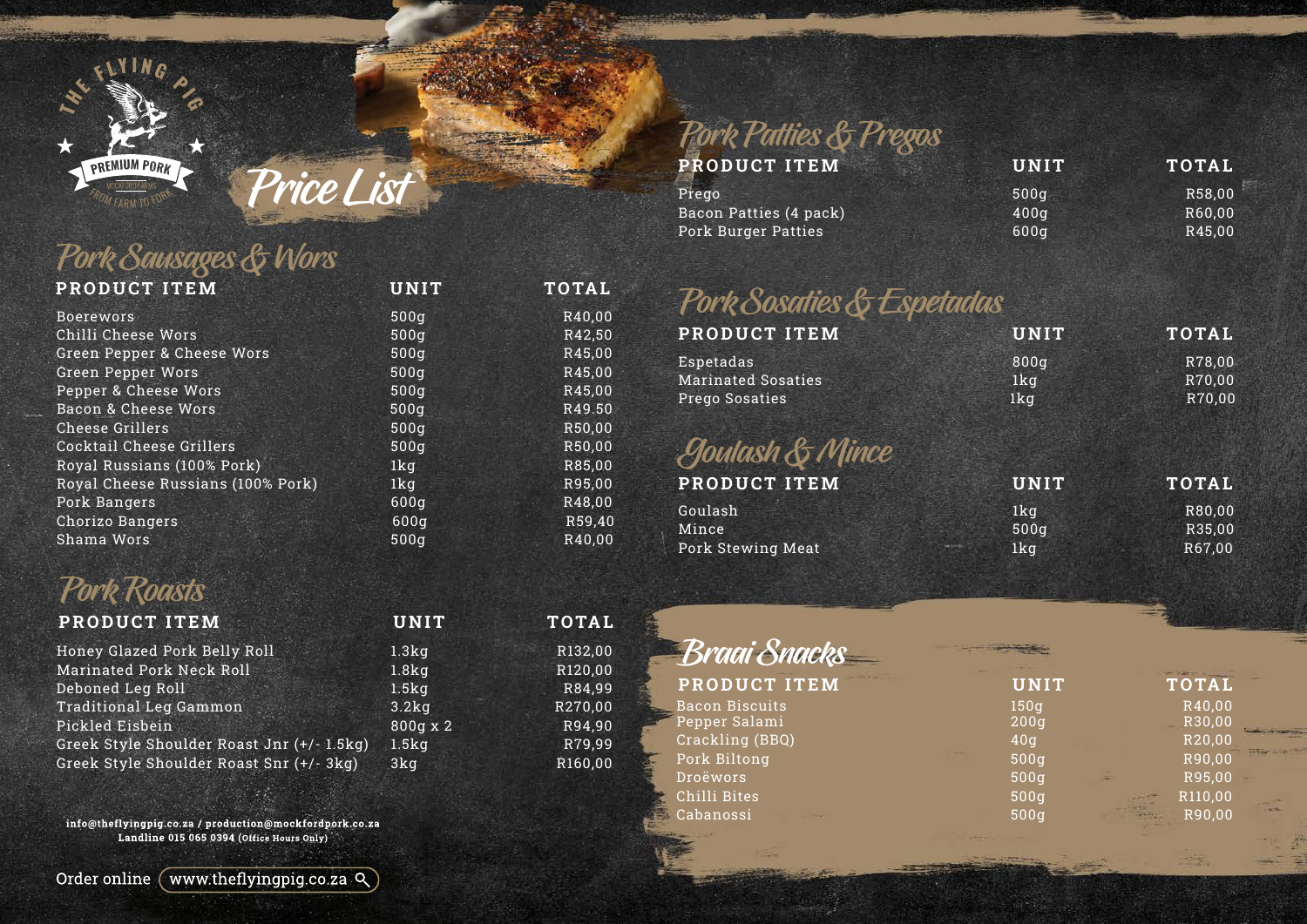THE FLYING PIG
PREMIUM PORK
MOCKFORD FARMS
FROM FARM TO FORK

# Price List

## Pork Sausages & Wors

| PRODUCT ITEM | UNIT | TOTAL |
|---|---|---|
| Boerewors | 500g | R40,00 |
| Chilli Cheese Wors | 500g | R42,50 |
| Green Pepper & Cheese Wors | 500g | R45,00 |
| Green Pepper Wors | 500g | R45,00 |
| Pepper & Cheese Wors | 500g | R45,00 |
| Bacon & Cheese Wors | 500g | R49.50 |
| Cheese Grillers | 500g | R50,00 |
| Cocktail Cheese Grillers | 500g | R50,00 |
| Royal Russians (100% Pork) | 1kg | R85,00 |
| Royal Cheese Russians (100% Pork) | 1kg | R95,00 |
| Pork Bangers | 600g | R48,00 |
| Chorizo Bangers | 600g | R59,40 |
| Shama Wors | 500g | R40,00 |

## Pork Roasts

| PRODUCT ITEM | UNIT | TOTAL |
|---|---|---|
| Honey Glazed Pork Belly Roll | 1.3kg | R132,00 |
| Marinated Pork Neck Roll | 1.8kg | R120,00 |
| Deboned Leg Roll | 1.5kg | R84,99 |
| Traditional Leg Gammon | 3.2kg | R270,00 |
| Pickled Eisbein | 800g x 2 | R94,90 |
| Greek Style Shoulder Roast Jnr (+/- 1.5kg) | 1.5kg | R79,99 |
| Greek Style Shoulder Roast Snr (+/- 3kg) | 3kg | R160,00 |

**info@theflyingpig.co.za / production@mockfordpork.co.za**
**Landline 015 065 0394 (Office Hours Only)**

Order online www.theflyingpig.co.za

## Pork Patties & Pregos

| PRODUCT ITEM | UNIT | TOTAL |
|---|---|---|
| Prego | 500g | R58,00 |
| Bacon Patties (4 pack) | 400g | R60,00 |
| Pork Burger Patties | 600g | R45,00 |

## Pork Sosaties & Espetadas

| PRODUCT ITEM | UNIT | TOTAL |
|---|---|---|
| Espetadas | 800g | R78,00 |
| Marinated Sosaties | 1kg | R70,00 |
| Prego Sosaties | 1kg | R70,00 |

## Goulash & Mince

| PRODUCT ITEM | UNIT | TOTAL |
|---|---|---|
| Goulash | 1kg | R80,00 |
| Mince | 500g | R35,00 |
| Pork Stewing Meat | 1kg | R67,00 |

## Braai Snacks

| PRODUCT ITEM | UNIT | TOTAL |
|---|---|---|
| Bacon Biscuits | 150g | R40,00 |
| Pepper Salami | 200g | R30,00 |
| Crackling (BBQ) | 40g | R20,00 |
| Pork Biltong | 500g | R90,00 |
| Droëwors | 500g | R95,00 |
| Chilli Bites | 500g | R110,00 |
| Cabanossi | 500g | R90,00 |